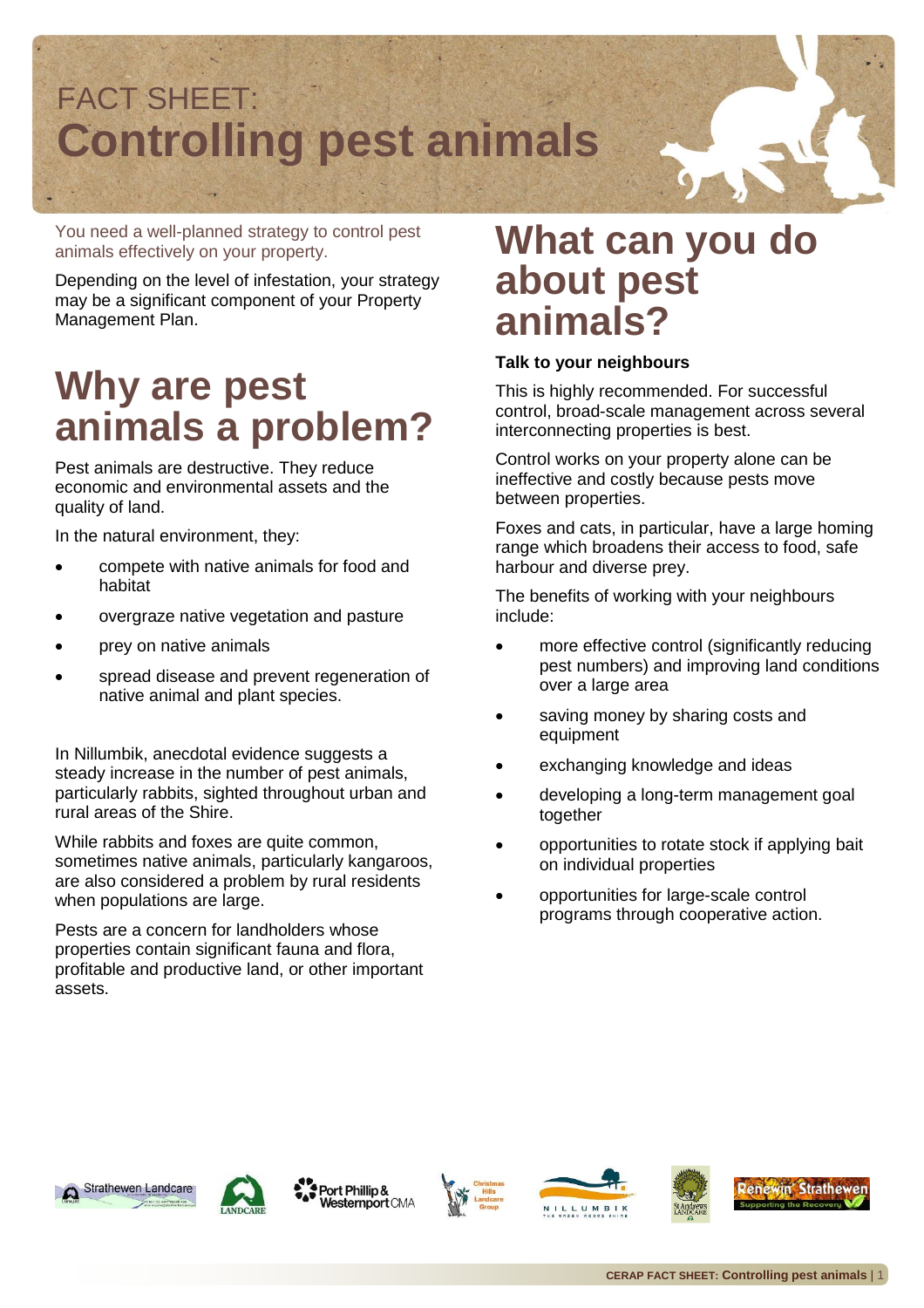# FACT SHEET: Controlling pest animals

You need a well-planned strategy to control pest animals effectively on your property.

Depending on the level of infestation, your strategy may be a significant component of your Property Management Plan.

## Why are pest animals a problem?

Pest animals are destructive. They reduce economic and environmental assets and the quality of land.

In the natural environment, they:

- compete with native animals for food and habitat
- overgraze native vegetation and pasture
- prey on native animals
- spread disease and prevent regeneration of native animal and plant species.

In Nillumbik, anecdotal evidence suggests a steady increase in the number of pest animals, particularly rabbits, sighted throughout urban and rural areas of the Shire.

While rabbits and foxes are quite common, sometimes native animals, particularly kangaroos, are also considered a problem by rural residents when populations are large.

Pests are a concern for landholders whose properties contain significant fauna and flora, profitable and productive land, or other important assets.

## What can you do about pest animals?

**Talk to your neighbours**

This is highly recommended. For successful control, broad-scale management across several interconnecting properties is best.

Control works on your property alone can be ineffective and costly because pests move between properties.

Foxes and cats, in particular, have a large homing range which broadens their access to food, safe harbour and diverse prey.

The benefits of working with your neighbours include:

- more effective control (significantly reducing pest numbers) and improving land conditions over a large area
- saving money by sharing costs and equipment
- exchanging knowledge and ideas
- developing a long-term management goal together
- opportunities to rotate stock if applying bait on individual properties
- opportunities for large-scale control programs through cooperative action.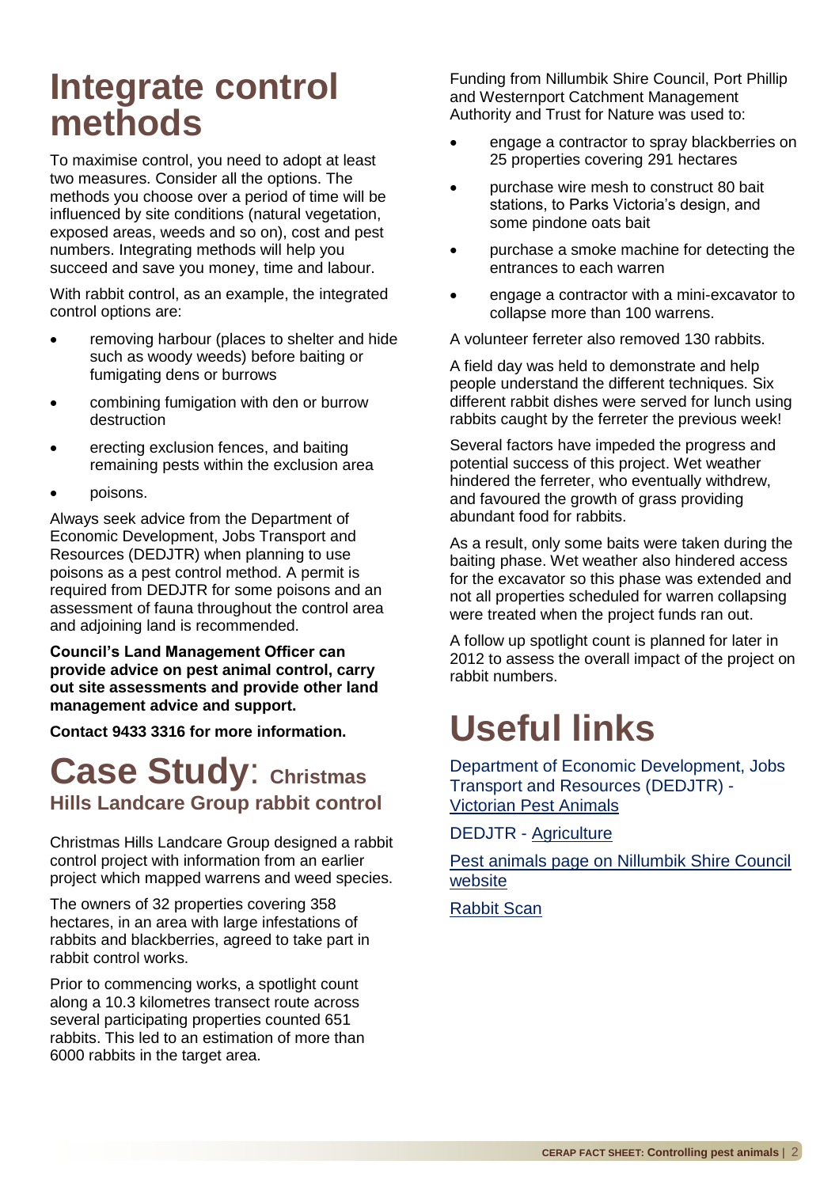# Integrate control methods

To maximise control, you need to adopt at least two measures. Consider all the options. The methods you choose over a period of time will be influenced by site conditions (natural vegetation, exposed areas, weeds and so on), cost and pest numbers. Integrating methods will help you succeed and save you money, time and labour.

With rabbit control, as an example, the integrated control options are:

- removing harbour (places to shelter and hide such as woody weeds) before baiting or fumigating dens or burrows
- combining fumigation with den or burrow destruction
- erecting exclusion fences, and baiting remaining pests within the exclusion area
- poisons.

Always seek advice from the Department of Economic Development, Jobs Transport and Resources (DEDJTR) when planning to use poisons as a pest control method. A permit is required from DEDJTR for some poisons and an assessment of fauna throughout the control area and adjoining land is recommended.

**Council's Land Management Officer can provide advice on pest animal control, carry out site assessments and provide other land management advice and support.**

**Contact 9433 3316 for more information.**

# Case Study: Christmas Hills Landcare Group rabbit control

Christmas Hills Landcare Group designed a rabbit control project with information from an earlier project which mapped warrens and weed species.

The owners of 32 properties covering 358 hectares, in an area with large infestations of rabbits and blackberries, agreed to take part in rabbit control works.

Prior to commencing works, a spotlight count along a 10.3 kilometres transect route across several participating properties counted 651 rabbits. This led to an estimation of more than 6000 rabbits in the target area.

Funding from Nillumbik Shire Council, Port Phillip and Westernport Catchment Management Authority and Trust for Nature was used to:

- engage a contractor to spray blackberries on 25 properties covering 291 hectares
- purchase wire mesh to construct 80 bait stations, to Parks Victoria's design, and some pindone oats bait
- purchase a smoke machine for detecting the entrances to each warren
- engage a contractor with a mini-excavator to collapse more than 100 warrens.

A volunteer ferreter also removed 130 rabbits.

A field day was held to demonstrate and help people understand the different techniques. Six different rabbit dishes were served for lunch using rabbits caught by the ferreter the previous week!

Several factors have impeded the progress and potential success of this project. Wet weather hindered the ferreter, who eventually withdrew, and favoured the growth of grass providing abundant food for rabbits.

As a result, only some baits were taken during the baiting phase. Wet weather also hindered access for the excavator so this phase was extended and not all properties scheduled for warren collapsing were treated when the project funds ran out.

A follow up spotlight count is planned for later in 2012 to assess the overall impact of the project on rabbit numbers.

# Useful links

Department of Economic Development, Jobs Transport and Resources (DEDJTR) - Victorian Pest Animals

DEDJTR - Agriculture

Pest animals page on Nillumbik Shire Council website

Rabbit Scan